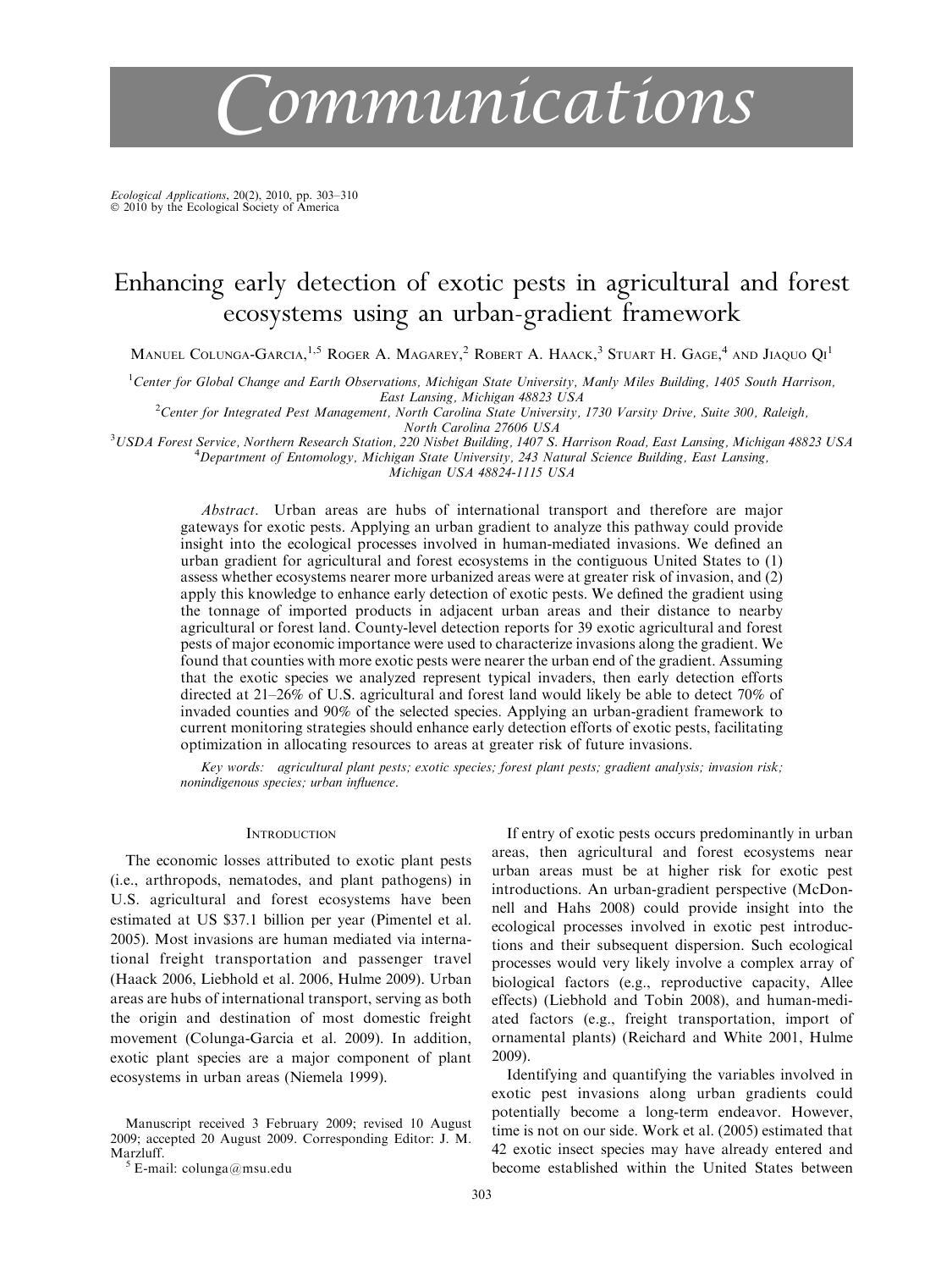# Communications

*Ecological Applications*, 20(2), 2010, pp. 303–310
© 2010 by the Ecological Society of America

## Enhancing early detection of exotic pests in agricultural and forest ecosystems using an urban-gradient framework

Manuel Colunga-Garcia,[1,5] Roger A. Magarey,[2] Robert A. Haack,[3] Stuart H. Gage,[4] and Jiaquo Qi[1]

[1]Center for Global Change and Earth Observations, Michigan State University, Manly Miles Building, 1405 South Harrison, East Lansing, Michigan 48823 USA

[2]Center for Integrated Pest Management, North Carolina State University, 1730 Varsity Drive, Suite 300, Raleigh, North Carolina 27606 USA

[3]USDA Forest Service, Northern Research Station, 220 Nisbet Building, 1407 S. Harrison Road, East Lansing, Michigan 48823 USA

[4]Department of Entomology, Michigan State University, 243 Natural Science Building, East Lansing, Michigan USA 48824-1115 USA

*Abstract*. Urban areas are hubs of international transport and therefore are major gateways for exotic pests. Applying an urban gradient to analyze this pathway could provide insight into the ecological processes involved in human-mediated invasions. We defined an urban gradient for agricultural and forest ecosystems in the contiguous United States to (1) assess whether ecosystems nearer more urbanized areas were at greater risk of invasion, and (2) apply this knowledge to enhance early detection of exotic pests. We defined the gradient using the tonnage of imported products in adjacent urban areas and their distance to nearby agricultural or forest land. County-level detection reports for 39 exotic agricultural and forest pests of major economic importance were used to characterize invasions along the gradient. We found that counties with more exotic pests were nearer the urban end of the gradient. Assuming that the exotic species we analyzed represent typical invaders, then early detection efforts directed at 21–26% of U.S. agricultural and forest land would likely be able to detect 70% of invaded counties and 90% of the selected species. Applying an urban-gradient framework to current monitoring strategies should enhance early detection efforts of exotic pests, facilitating optimization in allocating resources to areas at greater risk of future invasions.

*Key words: agricultural plant pests; exotic species; forest plant pests; gradient analysis; invasion risk; nonindigenous species; urban influence.*

### Introduction

The economic losses attributed to exotic plant pests (i.e., arthropods, nematodes, and plant pathogens) in U.S. agricultural and forest ecosystems have been estimated at US $37.1 billion per year (Pimentel et al. 2005). Most invasions are human mediated via international freight transportation and passenger travel (Haack 2006, Liebhold et al. 2006, Hulme 2009). Urban areas are hubs of international transport, serving as both the origin and destination of most domestic freight movement (Colunga-Garcia et al. 2009). In addition, exotic plant species are a major component of plant ecosystems in urban areas (Niemela 1999).

If entry of exotic pests occurs predominantly in urban areas, then agricultural and forest ecosystems near urban areas must be at higher risk for exotic pest introductions. An urban-gradient perspective (McDonnell and Hahs 2008) could provide insight into the ecological processes involved in exotic pest introductions and their subsequent dispersion. Such ecological processes would very likely involve a complex array of biological factors (e.g., reproductive capacity, Allee effects) (Liebhold and Tobin 2008), and human-mediated factors (e.g., freight transportation, import of ornamental plants) (Reichard and White 2001, Hulme 2009).

Identifying and quantifying the variables involved in exotic pest invasions along urban gradients could potentially become a long-term endeavor. However, time is not on our side. Work et al. (2005) estimated that 42 exotic insect species may have already entered and become established within the United States between

Manuscript received 3 February 2009; revised 10 August 2009; accepted 20 August 2009. Corresponding Editor: J. M. Marzluff.

[5] E-mail: colunga@msu.edu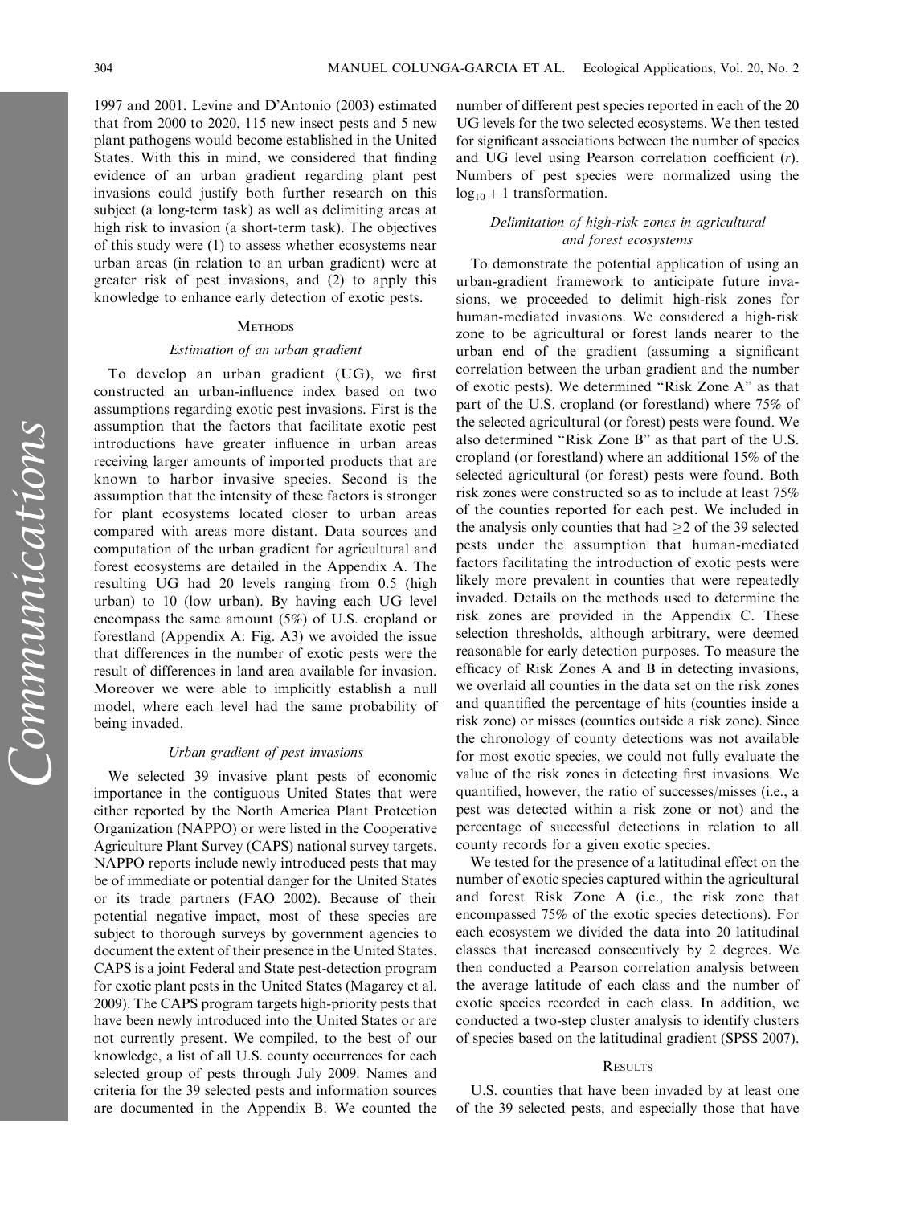1997 and 2001. Levine and D'Antonio (2003) estimated that from 2000 to 2020, 115 new insect pests and 5 new plant pathogens would become established in the United States. With this in mind, we considered that finding evidence of an urban gradient regarding plant pest invasions could justify both further research on this subject (a long-term task) as well as delimiting areas at high risk to invasion (a short-term task). The objectives of this study were (1) to assess whether ecosystems near urban areas (in relation to an urban gradient) were at greater risk of pest invasions, and (2) to apply this knowledge to enhance early detection of exotic pests.

## Methods

### *Estimation of an urban gradient*

To develop an urban gradient (UG), we first constructed an urban-influence index based on two assumptions regarding exotic pest invasions. First is the assumption that the factors that facilitate exotic pest introductions have greater influence in urban areas receiving larger amounts of imported products that are known to harbor invasive species. Second is the assumption that the intensity of these factors is stronger for plant ecosystems located closer to urban areas compared with areas more distant. Data sources and computation of the urban gradient for agricultural and forest ecosystems are detailed in the Appendix A. The resulting UG had 20 levels ranging from 0.5 (high urban) to 10 (low urban). By having each UG level encompass the same amount (5%) of U.S. cropland or forestland (Appendix A: Fig. A3) we avoided the issue that differences in the number of exotic pests were the result of differences in land area available for invasion. Moreover we were able to implicitly establish a null model, where each level had the same probability of being invaded.

### *Urban gradient of pest invasions*

We selected 39 invasive plant pests of economic importance in the contiguous United States that were either reported by the North America Plant Protection Organization (NAPPO) or were listed in the Cooperative Agriculture Plant Survey (CAPS) national survey targets. NAPPO reports include newly introduced pests that may be of immediate or potential danger for the United States or its trade partners (FAO 2002). Because of their potential negative impact, most of these species are subject to thorough surveys by government agencies to document the extent of their presence in the United States. CAPS is a joint Federal and State pest-detection program for exotic plant pests in the United States (Magarey et al. 2009). The CAPS program targets high-priority pests that have been newly introduced into the United States or are not currently present. We compiled, to the best of our knowledge, a list of all U.S. county occurrences for each selected group of pests through July 2009. Names and criteria for the 39 selected pests and information sources are documented in the Appendix B. We counted the number of different pest species reported in each of the 20 UG levels for the two selected ecosystems. We then tested for significant associations between the number of species and UG level using Pearson correlation coefficient ($r$). Numbers of pest species were normalized using the $\log_{10} + 1$ transformation.

### *Delimitation of high-risk zones in agricultural and forest ecosystems*

To demonstrate the potential application of using an urban-gradient framework to anticipate future invasions, we proceeded to delimit high-risk zones for human-mediated invasions. We considered a high-risk zone to be agricultural or forest lands nearer to the urban end of the gradient (assuming a significant correlation between the urban gradient and the number of exotic pests). We determined "Risk Zone A" as that part of the U.S. cropland (or forestland) where 75% of the selected agricultural (or forest) pests were found. We also determined "Risk Zone B" as that part of the U.S. cropland (or forestland) where an additional 15% of the selected agricultural (or forest) pests were found. Both risk zones were constructed so as to include at least 75% of the counties reported for each pest. We included in the analysis only counties that had $\geq$2 of the 39 selected pests under the assumption that human-mediated factors facilitating the introduction of exotic pests were likely more prevalent in counties that were repeatedly invaded. Details on the methods used to determine the risk zones are provided in the Appendix C. These selection thresholds, although arbitrary, were deemed reasonable for early detection purposes. To measure the efficacy of Risk Zones A and B in detecting invasions, we overlaid all counties in the data set on the risk zones and quantified the percentage of hits (counties inside a risk zone) or misses (counties outside a risk zone). Since the chronology of county detections was not available for most exotic species, we could not fully evaluate the value of the risk zones in detecting first invasions. We quantified, however, the ratio of successes/misses (i.e., a pest was detected within a risk zone or not) and the percentage of successful detections in relation to all county records for a given exotic species.

We tested for the presence of a latitudinal effect on the number of exotic species captured within the agricultural and forest Risk Zone A (i.e., the risk zone that encompassed 75% of the exotic species detections). For each ecosystem we divided the data into 20 latitudinal classes that increased consecutively by 2 degrees. We then conducted a Pearson correlation analysis between the average latitude of each class and the number of exotic species recorded in each class. In addition, we conducted a two-step cluster analysis to identify clusters of species based on the latitudinal gradient (SPSS 2007).

## Results

U.S. counties that have been invaded by at least one of the 39 selected pests, and especially those that have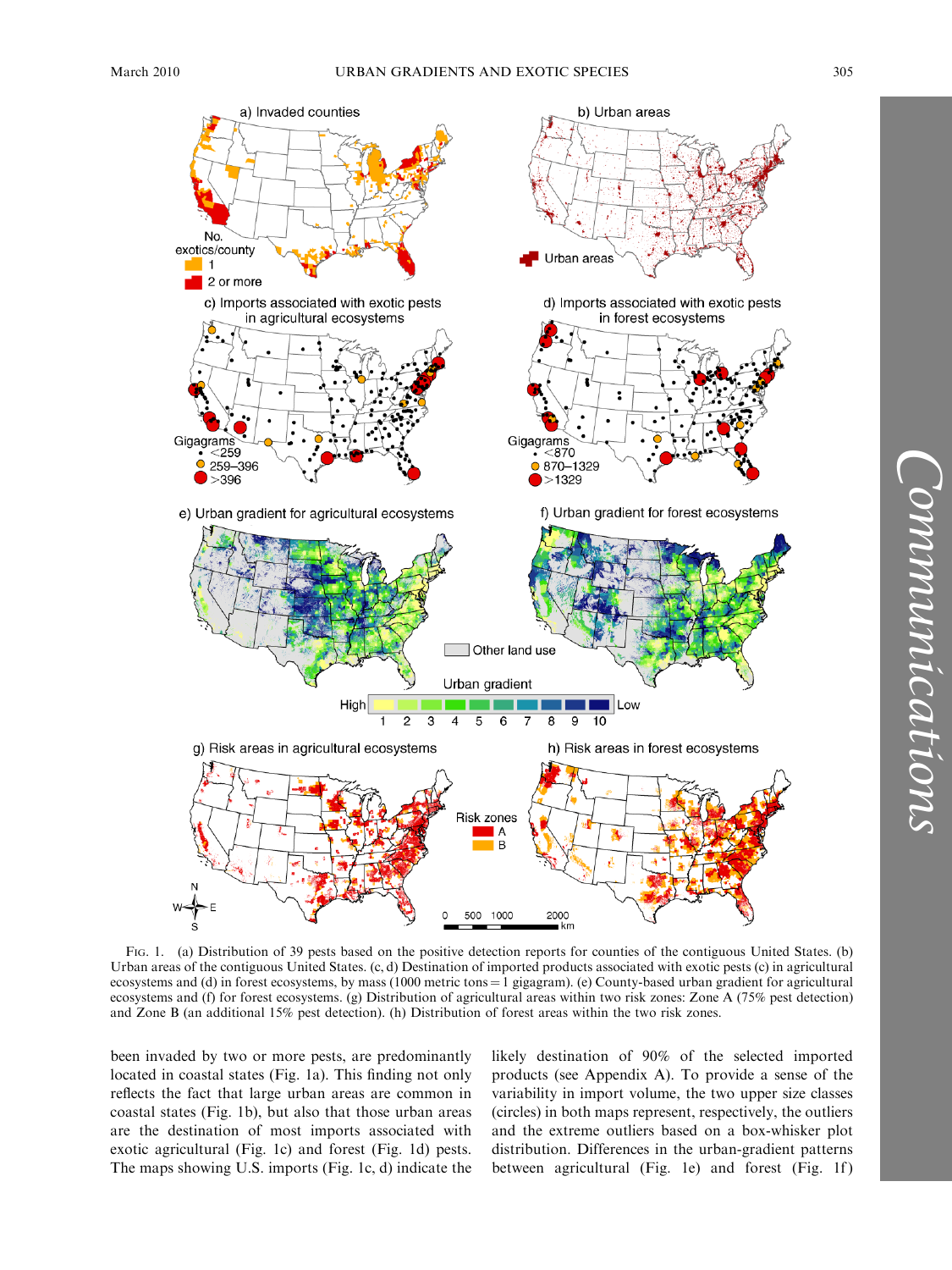FIG. 1. (a) Distribution of 39 pests based on the positive detection reports for counties of the contiguous United States. (b) Urban areas of the contiguous United States. (c, d) Destination of imported products associated with exotic pests (c) in agricultural ecosystems and (d) in forest ecosystems, by mass (1000 metric tons = 1 gigagram). (e) County-based urban gradient for agricultural ecosystems and (f) for forest ecosystems. (g) Distribution of agricultural areas within two risk zones: Zone A (75% pest detection) and Zone B (an additional 15% pest detection). (h) Distribution of forest areas within the two risk zones.

been invaded by two or more pests, are predominantly located in coastal states (Fig. 1a). This finding not only reflects the fact that large urban areas are common in coastal states (Fig. 1b), but also that those urban areas are the destination of most imports associated with exotic agricultural (Fig. 1c) and forest (Fig. 1d) pests. The maps showing U.S. imports (Fig. 1c, d) indicate the likely destination of 90% of the selected imported products (see Appendix A). To provide a sense of the variability in import volume, the two upper size classes (circles) in both maps represent, respectively, the outliers and the extreme outliers based on a box-whisker plot distribution. Differences in the urban-gradient patterns between agricultural (Fig. 1e) and forest (Fig. 1f)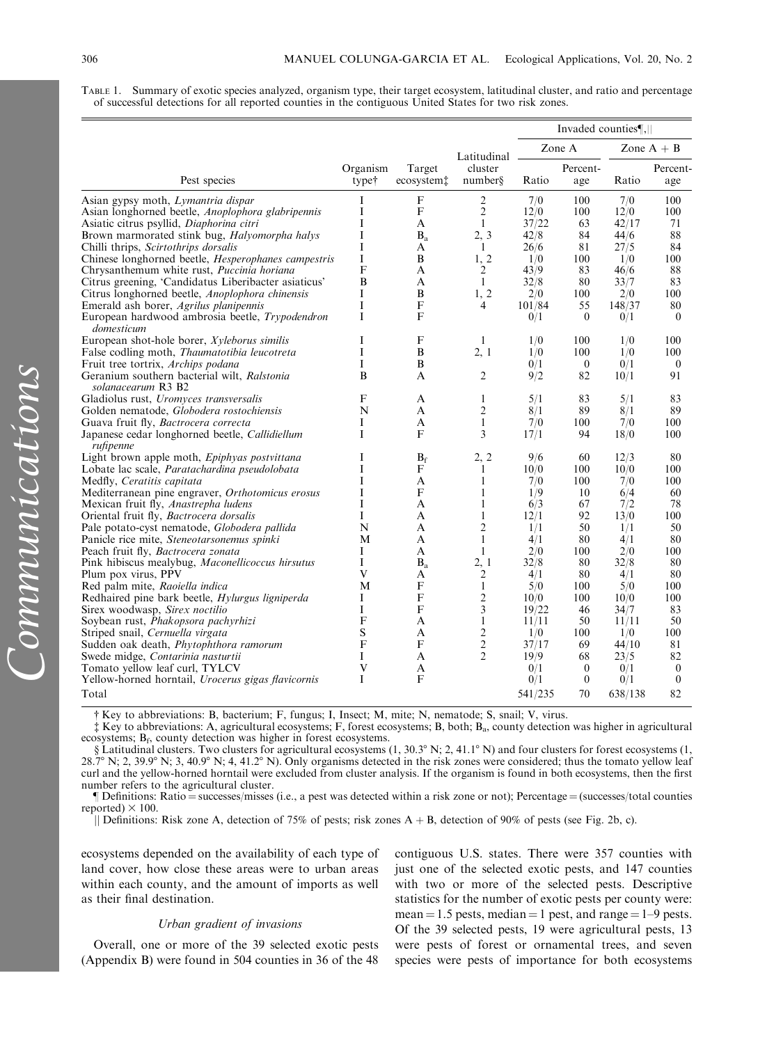TABLE 1. Summary of exotic species analyzed, organism type, their target ecosystem, latitudinal cluster, and ratio and percentage of successful detections for all reported counties in the contiguous United States for two risk zones.

| Pest species | Organism type† | Target ecosystem‡ | Latitudinal cluster number§ | Invaded counties¶,‖ Zone A Ratio | Zone A Percentage | Zone A + B Ratio | Zone A + B Percentage |
|---|---|---|---|---|---|---|---|
| Asian gypsy moth, *Lymantria dispar* | I | F | 2 | 7/0 | 100 | 7/0 | 100 |
| Asian longhorned beetle, *Anoplophora glabripennis* | I | F | 2 | 12/0 | 100 | 12/0 | 100 |
| Asiatic citrus psyllid, *Diaphorina citri* | I | A | 1 | 37/22 | 63 | 42/17 | 71 |
| Brown marmorated stink bug, *Halyomorpha halys* | I | $B_a$ | 2, 3 | 42/8 | 84 | 44/6 | 88 |
| Chilli thrips, *Scirtothrips dorsalis* | I | A | 1 | 26/6 | 81 | 27/5 | 84 |
| Chinese longhorned beetle, *Hesperophanes campestris* | I | B | 1, 2 | 1/0 | 100 | 1/0 | 100 |
| Chrysanthemum white rust, *Puccinia horiana* | F | A | 2 | 43/9 | 83 | 46/6 | 88 |
| Citrus greening, 'Candidatus Liberibacter asiaticus' | B | A | 1 | 32/8 | 80 | 33/7 | 83 |
| Citrus longhorned beetle, *Anoplophora chinensis* | I | B | 1, 2 | 2/0 | 100 | 2/0 | 100 |
| Emerald ash borer, *Agrilus planipennis* | I | F | 4 | 101/84 | 55 | 148/37 | 80 |
| European hardwood ambrosia beetle, *Trypodendron domesticum* | I | F | | 0/1 | 0 | 0/1 | 0 |
| European shot-hole borer, *Xyleborus similis* | I | F | 1 | 1/0 | 100 | 1/0 | 100 |
| False codling moth, *Thaumatotibia leucotreta* | I | B | 2, 1 | 1/0 | 100 | 1/0 | 100 |
| Fruit tree tortrix, *Archips podana* | I | B | | 0/1 | 0 | 0/1 | 0 |
| Geranium southern bacterial wilt, *Ralstonia solanacearum* R3 B2 | B | A | 2 | 9/2 | 82 | 10/1 | 91 |
| Gladiolus rust, *Uromyces transversalis* | F | A | 1 | 5/1 | 83 | 5/1 | 83 |
| Golden nematode, *Globodera rostochiensis* | N | A | 2 | 8/1 | 89 | 8/1 | 89 |
| Guava fruit fly, *Bactrocera correcta* | I | A | 1 | 7/0 | 100 | 7/0 | 100 |
| Japanese cedar longhorned beetle, *Callidiellum rufipenne* | I | F | 3 | 17/1 | 94 | 18/0 | 100 |
| Light brown apple moth, *Epiphyas postvittana* | I | $B_f$ | 2, 2 | 9/6 | 60 | 12/3 | 80 |
| Lobate lac scale, *Paratachardina pseudolobata* | I | F | 1 | 10/0 | 100 | 10/0 | 100 |
| Medfly, *Ceratitis capitata* | I | A | 1 | 7/0 | 100 | 7/0 | 100 |
| Mediterranean pine engraver, *Orthotomicus erosus* | I | F | 1 | 1/9 | 10 | 6/4 | 60 |
| Mexican fruit fly, *Anastrepha ludens* | I | A | 1 | 6/3 | 67 | 7/2 | 78 |
| Oriental fruit fly, *Bactrocera dorsalis* | I | A | 1 | 12/1 | 92 | 13/0 | 100 |
| Pale potato-cyst nematode, *Globodera pallida* | N | A | 2 | 1/1 | 50 | 1/1 | 50 |
| Panicle rice mite, *Steneotarsonemus spinki* | M | A | 1 | 4/1 | 80 | 4/1 | 80 |
| Peach fruit fly, *Bactrocera zonata* | I | A | 1 | 2/0 | 100 | 2/0 | 100 |
| Pink hibiscus mealybug, *Maconellicoccus hirsutus* | I | $B_a$ | 2, 1 | 32/8 | 80 | 32/8 | 80 |
| Plum pox virus, PPV | V | A | 2 | 4/1 | 80 | 4/1 | 80 |
| Red palm mite, *Raoiella indica* | M | F | 1 | 5/0 | 100 | 5/0 | 100 |
| Redhaired pine bark beetle, *Hylurgus ligniperda* | I | F | 2 | 10/0 | 100 | 10/0 | 100 |
| Sirex woodwasp, *Sirex noctilio* | I | F | 3 | 19/22 | 46 | 34/7 | 83 |
| Soybean rust, *Phakopsora pachyrhizi* | F | A | 1 | 11/11 | 50 | 11/11 | 50 |
| Striped snail, *Cernuella virgata* | S | A | 2 | 1/0 | 100 | 1/0 | 100 |
| Sudden oak death, *Phytophthora ramorum* | F | F | 2 | 37/17 | 69 | 44/10 | 81 |
| Swede midge, *Contarinia nasturtii* | I | A | 2 | 19/9 | 68 | 23/5 | 82 |
| Tomato yellow leaf curl, TYLCV | V | A | | 0/1 | 0 | 0/1 | 0 |
| Yellow-horned horntail, *Urocerus gigas flavicornis* | I | F | | 0/1 | 0 | 0/1 | 0 |
| Total | | | | 541/235 | 70 | 638/138 | 82 |

† Key to abbreviations: B, bacterium; F, fungus; I, Insect; M, mite; N, nematode; S, snail; V, virus.

‡ Key to abbreviations: A, agricultural ecosystems; F, forest ecosystems; B, both; $B_a$, county detection was higher in agricultural ecosystems; $B_f$, county detection was higher in forest ecosystems.

§ Latitudinal clusters. Two clusters for agricultural ecosystems (1, 30.3° N; 2, 41.1° N) and four clusters for forest ecosystems (1, 28.7° N; 2, 39.9° N; 3, 40.9° N; 4, 41.2° N). Only organisms detected in the risk zones were considered; thus the tomato yellow leaf curl and the yellow-horned horntail were excluded from cluster analysis. If the organism is found in both ecosystems, then the first number refers to the agricultural cluster.

¶ Definitions: Ratio = successes/misses (i.e., a pest was detected within a risk zone or not); Percentage = (successes/total counties reported) × 100.

‖ Definitions: Risk zone A, detection of 75% of pests; risk zones A + B, detection of 90% of pests (see Fig. 2b, c).

ecosystems depended on the availability of each type of land cover, how close these areas were to urban areas within each county, and the amount of imports as well as their final destination.

### *Urban gradient of invasions*

Overall, one or more of the 39 selected exotic pests (Appendix B) were found in 504 counties in 36 of the 48 contiguous U.S. states. There were 357 counties with just one of the selected exotic pests, and 147 counties with two or more of the selected pests. Descriptive statistics for the number of exotic pests per county were: mean = 1.5 pests, median = 1 pest, and range = 1–9 pests. Of the 39 selected pests, 19 were agricultural pests, 13 were pests of forest or ornamental trees, and seven species were pests of importance for both ecosystems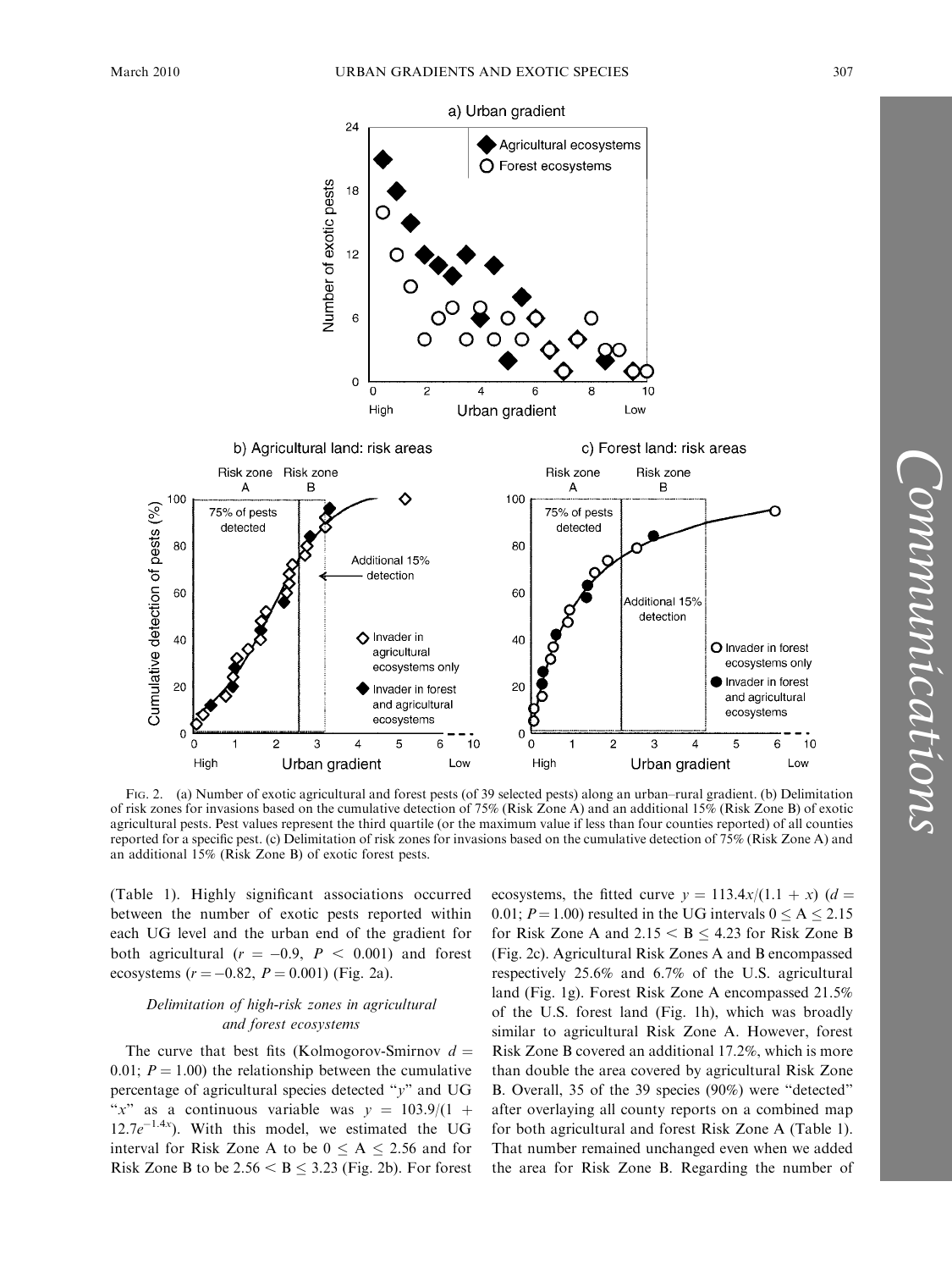FIG. 2. (a) Number of exotic agricultural and forest pests (of 39 selected pests) along an urban–rural gradient. (b) Delimitation of risk zones for invasions based on the cumulative detection of 75% (Risk Zone A) and an additional 15% (Risk Zone B) of exotic agricultural pests. Pest values represent the third quartile (or the maximum value if less than four counties reported) of all counties reported for a specific pest. (c) Delimitation of risk zones for invasions based on the cumulative detection of 75% (Risk Zone A) and an additional 15% (Risk Zone B) of exotic forest pests.

(Table 1). Highly significant associations occurred between the number of exotic pests reported within each UG level and the urban end of the gradient for both agricultural ($r = -0.9$, $P < 0.001$) and forest ecosystems ($r = -0.82$, $P = 0.001$) (Fig. 2a).

### *Delimitation of high-risk zones in agricultural and forest ecosystems*

The curve that best fits (Kolmogorov-Smirnov $d = 0.01$; $P = 1.00$) the relationship between the cumulative percentage of agricultural species detected "$y$" and UG "$x$" as a continuous variable was $y = 103.9/(1 + 12.7e^{-1.4x})$. With this model, we estimated the UG interval for Risk Zone A to be $0 \leq A \leq 2.56$ and for Risk Zone B to be $2.56 < B \leq 3.23$ (Fig. 2b). For forest ecosystems, the fitted curve $y = 113.4x/(1.1 + x)$ ($d = 0.01$; $P = 1.00$) resulted in the UG intervals $0 \leq A \leq 2.15$ for Risk Zone A and $2.15 < B \leq 4.23$ for Risk Zone B (Fig. 2c). Agricultural Risk Zones A and B encompassed respectively 25.6% and 6.7% of the U.S. agricultural land (Fig. 1g). Forest Risk Zone A encompassed 21.5% of the U.S. forest land (Fig. 1h), which was broadly similar to agricultural Risk Zone A. However, forest Risk Zone B covered an additional 17.2%, which is more than double the area covered by agricultural Risk Zone B. Overall, 35 of the 39 species (90%) were "detected" after overlaying all county reports on a combined map for both agricultural and forest Risk Zone A (Table 1). That number remained unchanged even when we added the area for Risk Zone B. Regarding the number of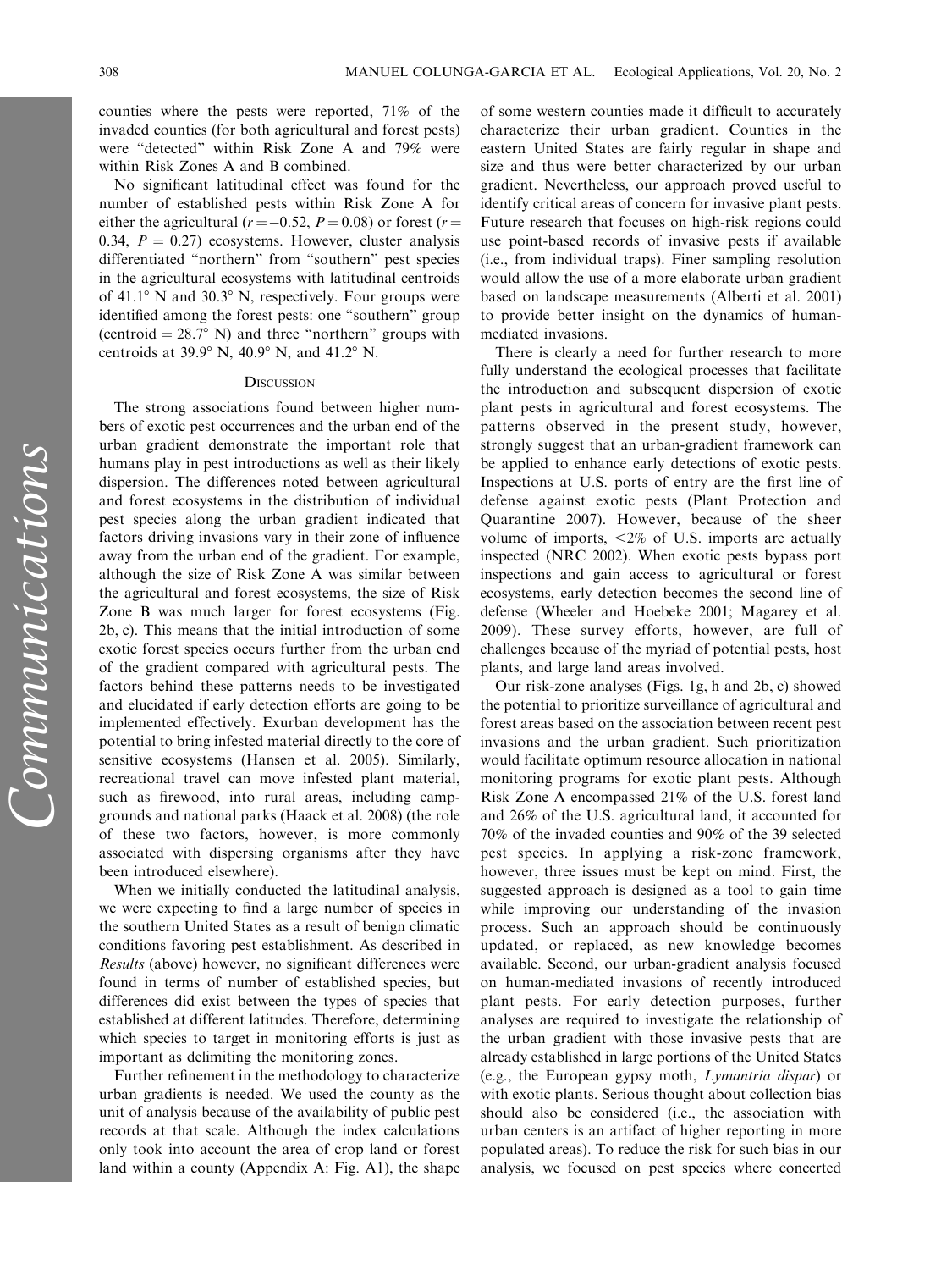counties where the pests were reported, 71% of the invaded counties (for both agricultural and forest pests) were "detected" within Risk Zone A and 79% were within Risk Zones A and B combined.

No significant latitudinal effect was found for the number of established pests within Risk Zone A for either the agricultural ($r = -0.52$, $P = 0.08$) or forest ($r = 0.34$, $P = 0.27$) ecosystems. However, cluster analysis differentiated "northern" from "southern" pest species in the agricultural ecosystems with latitudinal centroids of 41.1° N and 30.3° N, respectively. Four groups were identified among the forest pests: one "southern" group (centroid = 28.7° N) and three "northern" groups with centroids at 39.9° N, 40.9° N, and 41.2° N.

## Discussion

The strong associations found between higher numbers of exotic pest occurrences and the urban end of the urban gradient demonstrate the important role that humans play in pest introductions as well as their likely dispersion. The differences noted between agricultural and forest ecosystems in the distribution of individual pest species along the urban gradient indicated that factors driving invasions vary in their zone of influence away from the urban end of the gradient. For example, although the size of Risk Zone A was similar between the agricultural and forest ecosystems, the size of Risk Zone B was much larger for forest ecosystems (Fig. 2b, c). This means that the initial introduction of some exotic forest species occurs further from the urban end of the gradient compared with agricultural pests. The factors behind these patterns needs to be investigated and elucidated if early detection efforts are going to be implemented effectively. Exurban development has the potential to bring infested material directly to the core of sensitive ecosystems (Hansen et al. 2005). Similarly, recreational travel can move infested plant material, such as firewood, into rural areas, including campgrounds and national parks (Haack et al. 2008) (the role of these two factors, however, is more commonly associated with dispersing organisms after they have been introduced elsewhere).

When we initially conducted the latitudinal analysis, we were expecting to find a large number of species in the southern United States as a result of benign climatic conditions favoring pest establishment. As described in *Results* (above) however, no significant differences were found in terms of number of established species, but differences did exist between the types of species that established at different latitudes. Therefore, determining which species to target in monitoring efforts is just as important as delimiting the monitoring zones.

Further refinement in the methodology to characterize urban gradients is needed. We used the county as the unit of analysis because of the availability of public pest records at that scale. Although the index calculations only took into account the area of crop land or forest land within a county (Appendix A: Fig. A1), the shape of some western counties made it difficult to accurately characterize their urban gradient. Counties in the eastern United States are fairly regular in shape and size and thus were better characterized by our urban gradient. Nevertheless, our approach proved useful to identify critical areas of concern for invasive plant pests. Future research that focuses on high-risk regions could use point-based records of invasive pests if available (i.e., from individual traps). Finer sampling resolution would allow the use of a more elaborate urban gradient based on landscape measurements (Alberti et al. 2001) to provide better insight on the dynamics of human-mediated invasions.

There is clearly a need for further research to more fully understand the ecological processes that facilitate the introduction and subsequent dispersion of exotic plant pests in agricultural and forest ecosystems. The patterns observed in the present study, however, strongly suggest that an urban-gradient framework can be applied to enhance early detections of exotic pests. Inspections at U.S. ports of entry are the first line of defense against exotic pests (Plant Protection and Quarantine 2007). However, because of the sheer volume of imports, <2% of U.S. imports are actually inspected (NRC 2002). When exotic pests bypass port inspections and gain access to agricultural or forest ecosystems, early detection becomes the second line of defense (Wheeler and Hoebeke 2001; Magarey et al. 2009). These survey efforts, however, are full of challenges because of the myriad of potential pests, host plants, and large land areas involved.

Our risk-zone analyses (Figs. 1g, h and 2b, c) showed the potential to prioritize surveillance of agricultural and forest areas based on the association between recent pest invasions and the urban gradient. Such prioritization would facilitate optimum resource allocation in national monitoring programs for exotic plant pests. Although Risk Zone A encompassed 21% of the U.S. forest land and 26% of the U.S. agricultural land, it accounted for 70% of the invaded counties and 90% of the 39 selected pest species. In applying a risk-zone framework, however, three issues must be kept on mind. First, the suggested approach is designed as a tool to gain time while improving our understanding of the invasion process. Such an approach should be continuously updated, or replaced, as new knowledge becomes available. Second, our urban-gradient analysis focused on human-mediated invasions of recently introduced plant pests. For early detection purposes, further analyses are required to investigate the relationship of the urban gradient with those invasive pests that are already established in large portions of the United States (e.g., the European gypsy moth, *Lymantria dispar*) or with exotic plants. Serious thought about collection bias should also be considered (i.e., the association with urban centers is an artifact of higher reporting in more populated areas). To reduce the risk for such bias in our analysis, we focused on pest species where concerted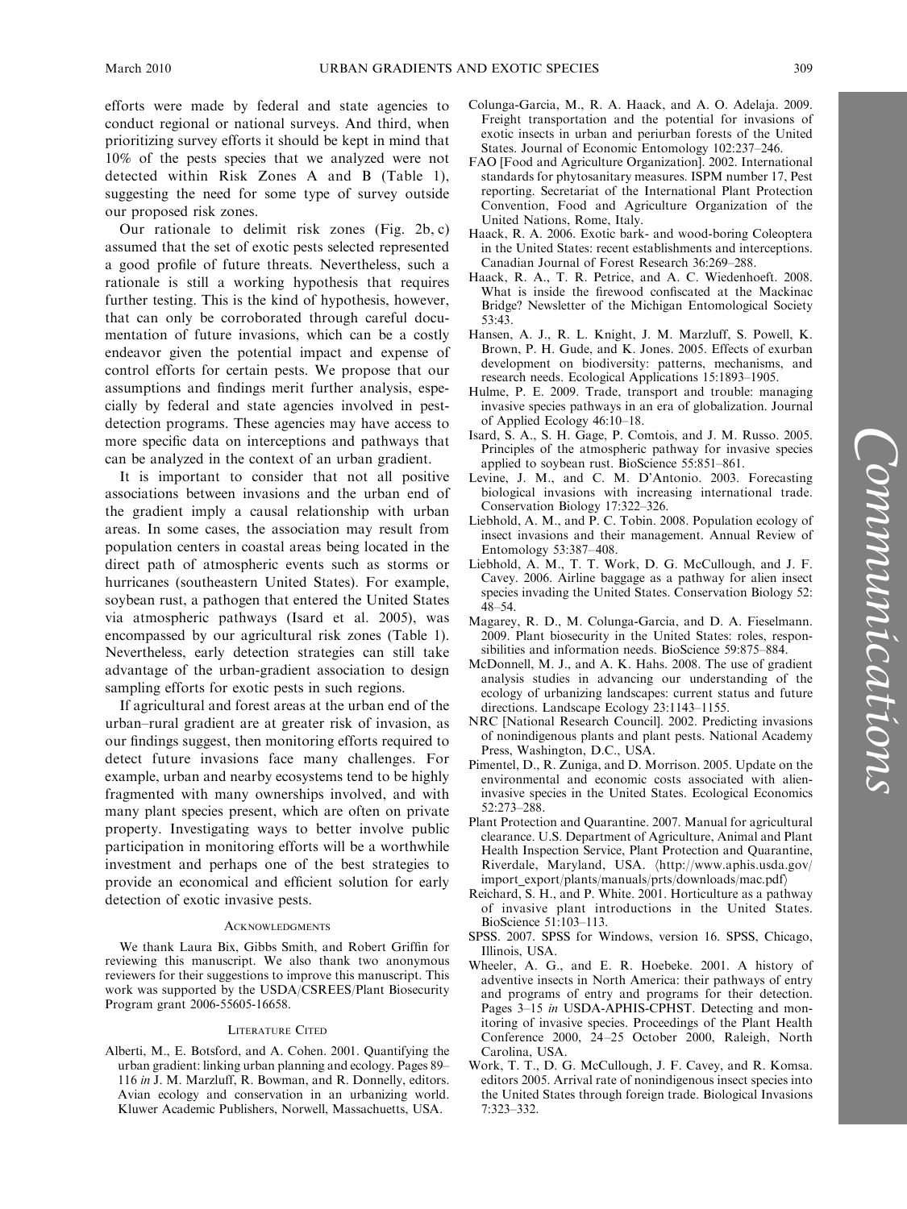efforts were made by federal and state agencies to conduct regional or national surveys. And third, when prioritizing survey efforts it should be kept in mind that 10% of the pests species that we analyzed were not detected within Risk Zones A and B (Table 1), suggesting the need for some type of survey outside our proposed risk zones.

Our rationale to delimit risk zones (Fig. 2b, c) assumed that the set of exotic pests selected represented a good profile of future threats. Nevertheless, such a rationale is still a working hypothesis that requires further testing. This is the kind of hypothesis, however, that can only be corroborated through careful documentation of future invasions, which can be a costly endeavor given the potential impact and expense of control efforts for certain pests. We propose that our assumptions and findings merit further analysis, especially by federal and state agencies involved in pest-detection programs. These agencies may have access to more specific data on interceptions and pathways that can be analyzed in the context of an urban gradient.

It is important to consider that not all positive associations between invasions and the urban end of the gradient imply a causal relationship with urban areas. In some cases, the association may result from population centers in coastal areas being located in the direct path of atmospheric events such as storms or hurricanes (southeastern United States). For example, soybean rust, a pathogen that entered the United States via atmospheric pathways (Isard et al. 2005), was encompassed by our agricultural risk zones (Table 1). Nevertheless, early detection strategies can still take advantage of the urban-gradient association to design sampling efforts for exotic pests in such regions.

If agricultural and forest areas at the urban end of the urban–rural gradient are at greater risk of invasion, as our findings suggest, then monitoring efforts required to detect future invasions face many challenges. For example, urban and nearby ecosystems tend to be highly fragmented with many ownerships involved, and with many plant species present, which are often on private property. Investigating ways to better involve public participation in monitoring efforts will be a worthwhile investment and perhaps one of the best strategies to provide an economical and efficient solution for early detection of exotic invasive pests.

## Acknowledgments

We thank Laura Bix, Gibbs Smith, and Robert Griffin for reviewing this manuscript. We also thank two anonymous reviewers for their suggestions to improve this manuscript. This work was supported by the USDA/CSREES/Plant Biosecurity Program grant 2006-55605-16658.

## Literature Cited

Alberti, M., E. Botsford, and A. Cohen. 2001. Quantifying the urban gradient: linking urban planning and ecology. Pages 89–116 *in* J. M. Marzluff, R. Bowman, and R. Donnelly, editors. Avian ecology and conservation in an urbanizing world. Kluwer Academic Publishers, Norwell, Massachuetts, USA.

Colunga-Garcia, M., R. A. Haack, and A. O. Adelaja. 2009. Freight transportation and the potential for invasions of exotic insects in urban and periurban forests of the United States. Journal of Economic Entomology 102:237–246.

FAO [Food and Agriculture Organization]. 2002. International standards for phytosanitary measures. ISPM number 17, Pest reporting. Secretariat of the International Plant Protection Convention, Food and Agriculture Organization of the United Nations, Rome, Italy.

Haack, R. A. 2006. Exotic bark- and wood-boring Coleoptera in the United States: recent establishments and interceptions. Canadian Journal of Forest Research 36:269–288.

Haack, R. A., T. R. Petrice, and A. C. Wiedenhoeft. 2008. What is inside the firewood confiscated at the Mackinac Bridge? Newsletter of the Michigan Entomological Society 53:43.

Hansen, A. J., R. L. Knight, J. M. Marzluff, S. Powell, K. Brown, P. H. Gude, and K. Jones. 2005. Effects of exurban development on biodiversity: patterns, mechanisms, and research needs. Ecological Applications 15:1893–1905.

Hulme, P. E. 2009. Trade, transport and trouble: managing invasive species pathways in an era of globalization. Journal of Applied Ecology 46:10–18.

Isard, S. A., S. H. Gage, P. Comtois, and J. M. Russo. 2005. Principles of the atmospheric pathway for invasive species applied to soybean rust. BioScience 55:851–861.

Levine, J. M., and C. M. D'Antonio. 2003. Forecasting biological invasions with increasing international trade. Conservation Biology 17:322–326.

Liebhold, A. M., and P. C. Tobin. 2008. Population ecology of insect invasions and their management. Annual Review of Entomology 53:387–408.

Liebhold, A. M., T. T. Work, D. G. McCullough, and J. F. Cavey. 2006. Airline baggage as a pathway for alien insect species invading the United States. Conservation Biology 52: 48–54.

Magarey, R. D., M. Colunga-Garcia, and D. A. Fieselmann. 2009. Plant biosecurity in the United States: roles, responsibilities and information needs. BioScience 59:875–884.

McDonnell, M. J., and A. K. Hahs. 2008. The use of gradient analysis studies in advancing our understanding of the ecology of urbanizing landscapes: current status and future directions. Landscape Ecology 23:1143–1155.

NRC [National Research Council]. 2002. Predicting invasions of nonindigenous plants and plant pests. National Academy Press, Washington, D.C., USA.

Pimentel, D., R. Zuniga, and D. Morrison. 2005. Update on the environmental and economic costs associated with alien-invasive species in the United States. Ecological Economics 52:273–288.

Plant Protection and Quarantine. 2007. Manual for agricultural clearance. U.S. Department of Agriculture, Animal and Plant Health Inspection Service, Plant Protection and Quarantine, Riverdale, Maryland, USA. ⟨http://www.aphis.usda.gov/import_export/plants/manuals/prts/downloads/mac.pdf⟩

Reichard, S. H., and P. White. 2001. Horticulture as a pathway of invasive plant introductions in the United States. BioScience 51:103–113.

SPSS. 2007. SPSS for Windows, version 16. SPSS, Chicago, Illinois, USA.

Wheeler, A. G., and E. R. Hoebeke. 2001. A history of adventive insects in North America: their pathways of entry and programs of entry and programs for their detection. Pages 3–15 *in* USDA-APHIS-CPHST. Detecting and monitoring of invasive species. Proceedings of the Plant Health Conference 2000, 24–25 October 2000, Raleigh, North Carolina, USA.

Work, T. T., D. G. McCullough, J. F. Cavey, and R. Komsa. editors 2005. Arrival rate of nonindigenous insect species into the United States through foreign trade. Biological Invasions 7:323–332.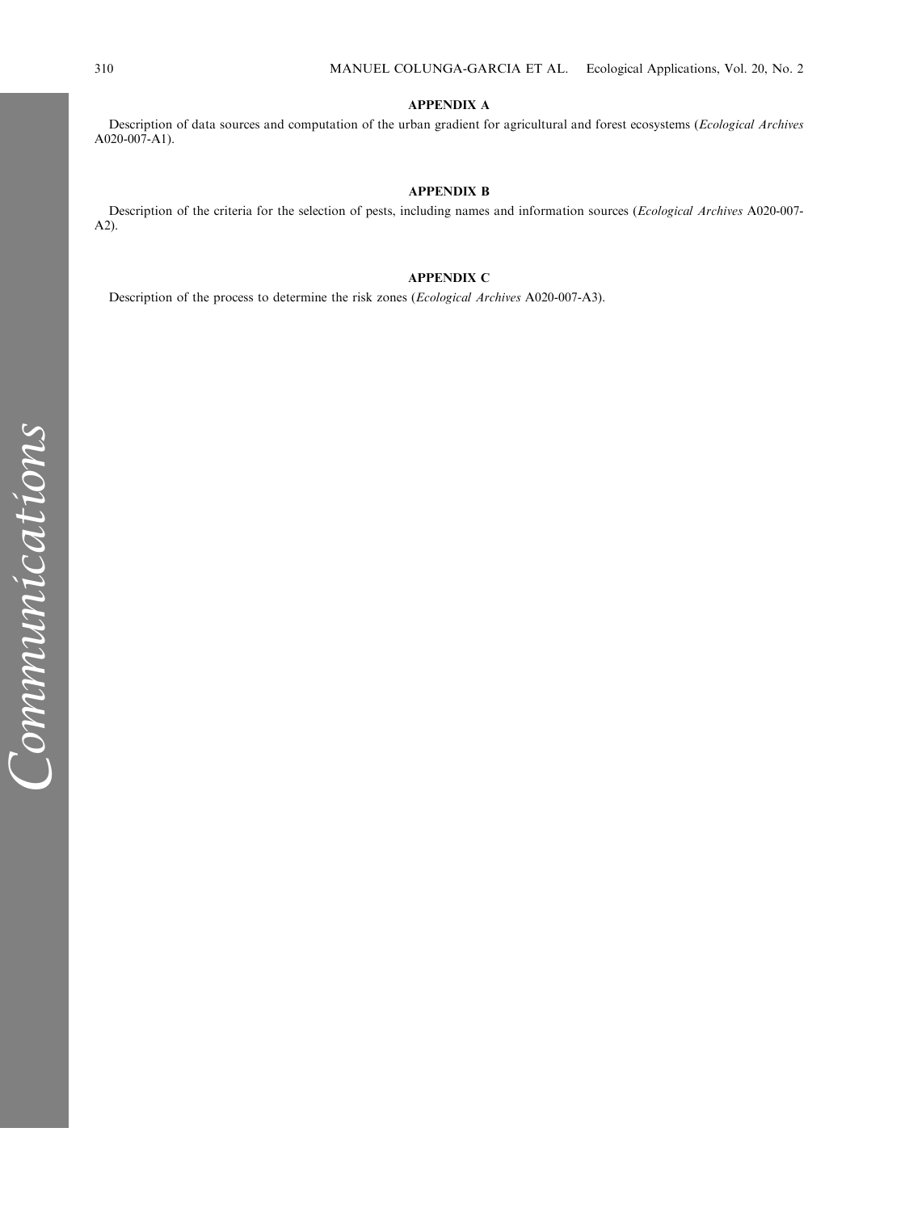## APPENDIX A

Description of data sources and computation of the urban gradient for agricultural and forest ecosystems (*Ecological Archives* A020-007-A1).

## APPENDIX B

Description of the criteria for the selection of pests, including names and information sources (*Ecological Archives* A020-007-A2).

## APPENDIX C

Description of the process to determine the risk zones (*Ecological Archives* A020-007-A3).